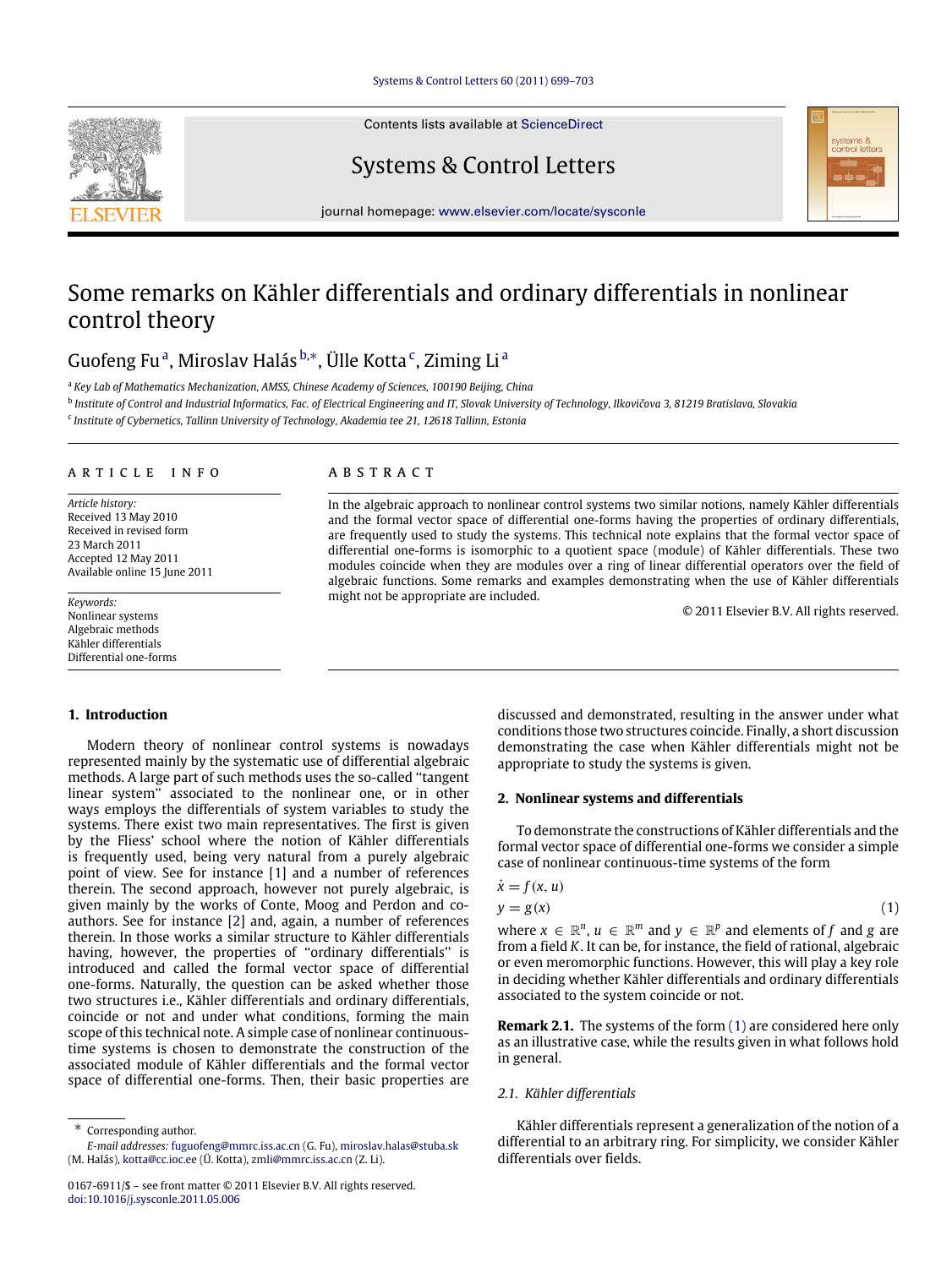Contents lists available at ScienceDirect

# Systems & Control Letters

journal homepage: www.elsevier.com/locate/sysconle

# Some remarks on Kähler differentials and ordinary differentials in nonlinear control theory

Guofeng Fu [a], Miroslav Halás [b,*], Ülle Kotta [c], Ziming Li [a]

[a] Key Lab of Mathematics Mechanization, AMSS, Chinese Academy of Sciences, 100190 Beijing, China

[b] Institute of Control and Industrial Informatics, Fac. of Electrical Engineering and IT, Slovak University of Technology, Ilkovičova 3, 81219 Bratislava, Slovakia

[c] Institute of Cybernetics, Tallinn University of Technology, Akademia tee 21, 12618 Tallinn, Estonia

ARTICLE INFO

*Article history:*
Received 13 May 2010
Received in revised form
23 March 2011
Accepted 12 May 2011
Available online 15 June 2011

*Keywords:*
Nonlinear systems
Algebraic methods
Kähler differentials
Differential one-forms

ABSTRACT

In the algebraic approach to nonlinear control systems two similar notions, namely Kähler differentials and the formal vector space of differential one-forms having the properties of ordinary differentials, are frequently used to study the systems. This technical note explains that the formal vector space of differential one-forms is isomorphic to a quotient space (module) of Kähler differentials. These two modules coincide when they are modules over a ring of linear differential operators over the field of algebraic functions. Some remarks and examples demonstrating when the use of Kähler differentials might not be appropriate are included.

© 2011 Elsevier B.V. All rights reserved.

## 1. Introduction

Modern theory of nonlinear control systems is nowadays represented mainly by the systematic use of differential algebraic methods. A large part of such methods uses the so-called ''tangent linear system'' associated to the nonlinear one, or in other ways employs the differentials of system variables to study the systems. There exist two main representatives. The first is given by the Fliess' school where the notion of Kähler differentials is frequently used, being very natural from a purely algebraic point of view. See for instance [1] and a number of references therein. The second approach, however not purely algebraic, is given mainly by the works of Conte, Moog and Perdon and co-authors. See for instance [2] and, again, a number of references therein. In those works a similar structure to Kähler differentials having, however, the properties of ''ordinary differentials'' is introduced and called the formal vector space of differential one-forms. Naturally, the question can be asked whether those two structures i.e., Kähler differentials and ordinary differentials, coincide or not and under what conditions, forming the main scope of this technical note. A simple case of nonlinear continuous-time systems is chosen to demonstrate the construction of the associated module of Kähler differentials and the formal vector space of differential one-forms. Then, their basic properties are discussed and demonstrated, resulting in the answer under what conditions those two structures coincide. Finally, a short discussion demonstrating the case when Kähler differentials might not be appropriate to study the systems is given.

## 2. Nonlinear systems and differentials

To demonstrate the constructions of Kähler differentials and the formal vector space of differential one-forms we consider a simple case of nonlinear continuous-time systems of the form

$$\dot{x} = f(x, u)$$
$$y = g(x) \tag{1}$$

where $x \in \mathbb{R}^n$, $u \in \mathbb{R}^m$ and $y \in \mathbb{R}^p$ and elements of $f$ and $g$ are from a field $K$. It can be, for instance, the field of rational, algebraic or even meromorphic functions. However, this will play a key role in deciding whether Kähler differentials and ordinary differentials associated to the system coincide or not.

**Remark 2.1.** The systems of the form (1) are considered here only as an illustrative case, while the results given in what follows hold in general.

### 2.1. Kähler differentials

Kähler differentials represent a generalization of the notion of a differential to an arbitrary ring. For simplicity, we consider Kähler differentials over fields.

* Corresponding author.
*E-mail addresses:* fuguofeng@mmrc.iss.ac.cn (G. Fu), miroslav.halas@stuba.sk (M. Halás), kotta@cc.ioc.ee (Ü. Kotta), zmli@mmrc.iss.ac.cn (Z. Li).

0167-6911/$ – see front matter © 2011 Elsevier B.V. All rights reserved.
doi:10.1016/j.sysconle.2011.05.006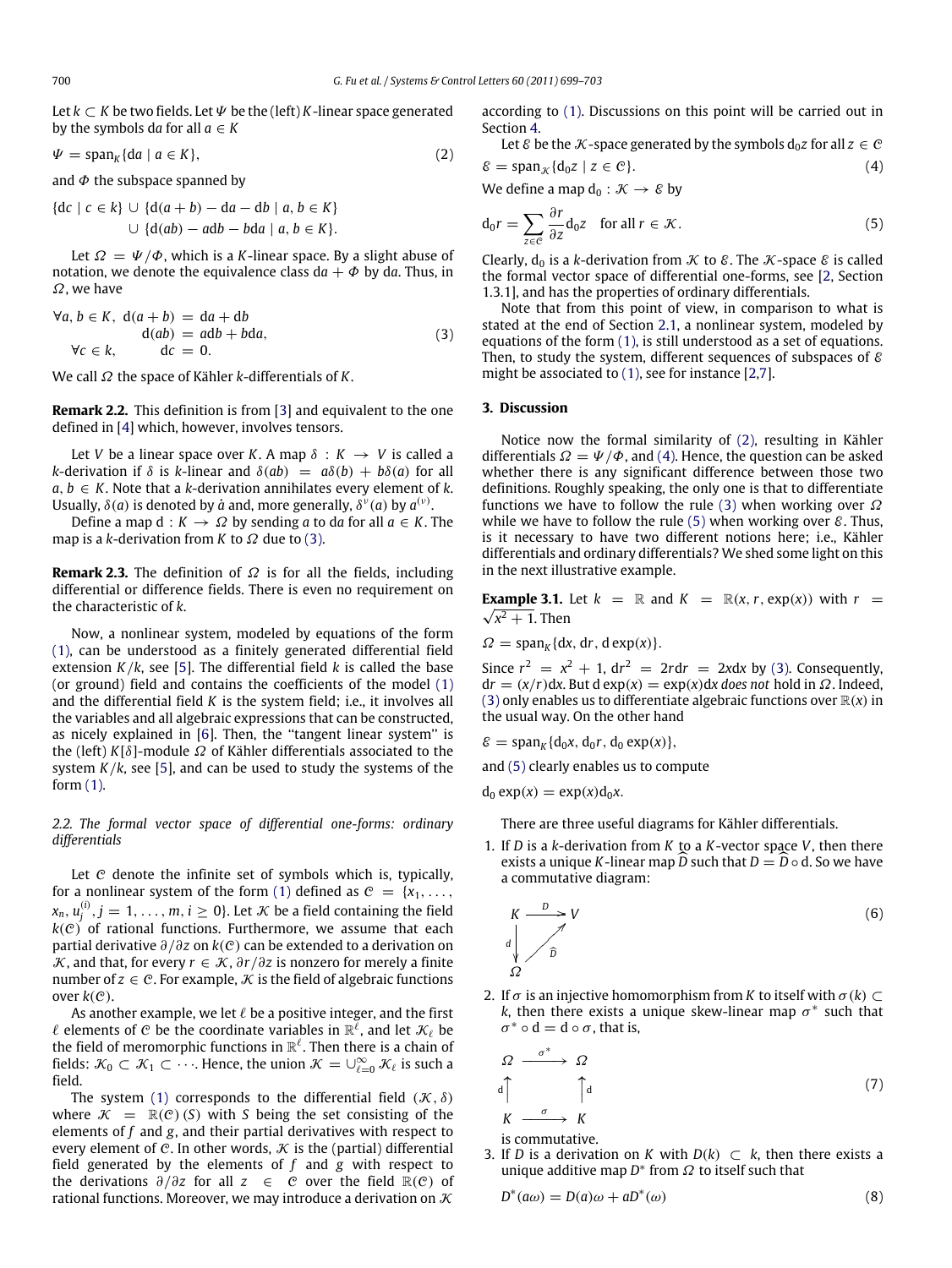Let $k \subset K$ be two fields. Let $\Psi$ be the (left) $K$-linear space generated by the symbols $\mathrm{d}a$ for all $a \in K$

$$\Psi = \mathrm{span}_K\{\mathrm{d}a \mid a \in K\}, \tag{2}$$

and $\Phi$ the subspace spanned by

$$\{\mathrm{d}c \mid c \in k\} \cup \{\mathrm{d}(a+b) - \mathrm{d}a - \mathrm{d}b \mid a, b \in K\} \\ \cup \{\mathrm{d}(ab) - a\mathrm{d}b - b\mathrm{d}a \mid a, b \in K\}.$$

Let $\Omega = \Psi/\Phi$, which is a $K$-linear space. By a slight abuse of notation, we denote the equivalence class $\mathrm{d}a + \Phi$ by $\mathrm{d}a$. Thus, in $\Omega$, we have

$$\begin{aligned} \forall a, b \in K,\ \mathrm{d}(a+b) &= \mathrm{d}a + \mathrm{d}b \\ \mathrm{d}(ab) &= a\mathrm{d}b + b\mathrm{d}a, \\ \forall c \in k, \qquad \mathrm{d}c &= 0. \end{aligned} \tag{3}$$

We call $\Omega$ the space of Kähler $k$-differentials of $K$.

**Remark 2.2.** This definition is from [3] and equivalent to the one defined in [4] which, however, involves tensors.

Let $V$ be a linear space over $K$. A map $\delta : K \to V$ is called a $k$-derivation if $\delta$ is $k$-linear and $\delta(ab) = a\delta(b) + b\delta(a)$ for all $a, b \in K$. Note that a $k$-derivation annihilates every element of $k$. Usually, $\delta(a)$ is denoted by $\dot{a}$ and, more generally, $\delta^{\nu}(a)$ by $a^{(\nu)}$.

Define a map $\mathrm{d} : K \to \Omega$ by sending $a$ to $\mathrm{d}a$ for all $a \in K$. The map is a $k$-derivation from $K$ to $\Omega$ due to (3).

**Remark 2.3.** The definition of $\Omega$ is for all the fields, including differential or difference fields. There is even no requirement on the characteristic of $k$.

Now, a nonlinear system, modeled by equations of the form (1), can be understood as a finitely generated differential field extension $K/k$, see [5]. The differential field $k$ is called the base (or ground) field and contains the coefficients of the model (1) and the differential field $K$ is the system field; i.e., it involves all the variables and all algebraic expressions that can be constructed, as nicely explained in [6]. Then, the "tangent linear system" is the (left) $K[\delta]$-module $\Omega$ of Kähler differentials associated to the system $K/k$, see [5], and can be used to study the systems of the form (1).

### 2.2. The formal vector space of differential one-forms: ordinary differentials

Let $\mathcal{C}$ denote the infinite set of symbols which is, typically, for a nonlinear system of the form (1) defined as $\mathcal{C} = \{x_1, \ldots, x_n, u_j^{(i)}, j = 1, \ldots, m, i \geq 0\}$. Let $\mathcal{K}$ be a field containing the field $k(\mathcal{C})$ of rational functions. Furthermore, we assume that each partial derivative $\partial/\partial z$ on $k(\mathcal{C})$ can be extended to a derivation on $\mathcal{K}$, and that, for every $r \in \mathcal{K}$, $\partial r/\partial z$ is nonzero for merely a finite number of $z \in \mathcal{C}$. For example, $\mathcal{K}$ is the field of algebraic functions over $k(\mathcal{C})$.

As another example, we let $\ell$ be a positive integer, and the first $\ell$ elements of $\mathcal{C}$ be the coordinate variables in $\mathbb{R}^{\ell}$, and let $\mathcal{K}_{\ell}$ be the field of meromorphic functions in $\mathbb{R}^{\ell}$. Then there is a chain of fields: $\mathcal{K}_0 \subset \mathcal{K}_1 \subset \cdots$. Hence, the union $\mathcal{K} = \cup_{\ell=0}^{\infty} \mathcal{K}_{\ell}$ is such a field.

The system (1) corresponds to the differential field $(\mathcal{K}, \delta)$ where $\mathcal{K} = \mathbb{R}(\mathcal{C})(S)$ with $S$ being the set consisting of the elements of $f$ and $g$, and their partial derivatives with respect to every element of $\mathcal{C}$. In other words, $\mathcal{K}$ is the (partial) differential field generated by the elements of $f$ and $g$ with respect to the derivations $\partial/\partial z$ for all $z \in \mathcal{C}$ over the field $\mathbb{R}(\mathcal{C})$ of rational functions. Moreover, we may introduce a derivation on $\mathcal{K}$ according to (1). Discussions on this point will be carried out in Section 4.

Let $\mathcal{E}$ be the $\mathcal{K}$-space generated by the symbols $\mathrm{d}_0 z$ for all $z \in \mathcal{C}$

$$\mathcal{E} = \mathrm{span}_{\mathcal{K}}\{\mathrm{d}_0 z \mid z \in \mathcal{C}\}. \tag{4}$$

We define a map $\mathrm{d}_0 : \mathcal{K} \to \mathcal{E}$ by

$$\mathrm{d}_0 r = \sum_{z \in \mathcal{C}} \frac{\partial r}{\partial z} \mathrm{d}_0 z \quad \text{for all } r \in \mathcal{K}. \tag{5}$$

Clearly, $\mathrm{d}_0$ is a $k$-derivation from $\mathcal{K}$ to $\mathcal{E}$. The $\mathcal{K}$-space $\mathcal{E}$ is called the formal vector space of differential one-forms, see [2, Section 1.3.1], and has the properties of ordinary differentials.

Note that from this point of view, in comparison to what is stated at the end of Section 2.1, a nonlinear system, modeled by equations of the form (1), is still understood as a set of equations. Then, to study the system, different sequences of subspaces of $\mathcal{E}$ might be associated to (1), see for instance [2,7].

## 3. Discussion

Notice now the formal similarity of (2), resulting in Kähler differentials $\Omega = \Psi/\Phi$, and (4). Hence, the question can be asked whether there is any significant difference between those two definitions. Roughly speaking, the only one is that to differentiate functions we have to follow the rule (3) when working over $\Omega$ while we have to follow the rule (5) when working over $\mathcal{E}$. Thus, is it necessary to have two different notions here; i.e., Kähler differentials and ordinary differentials? We shed some light on this in the next illustrative example.

**Example 3.1.** Let $k = \mathbb{R}$ and $K = \mathbb{R}(x, r, \exp(x))$ with $r = \sqrt{x^2+1}$. Then

$$\Omega = \mathrm{span}_K\{\mathrm{d}x, \mathrm{d}r, \mathrm{d}\exp(x)\}.$$

Since $r^2 = x^2 + 1$, $\mathrm{d}r^2 = 2r\mathrm{d}r = 2x\mathrm{d}x$ by (3). Consequently, $\mathrm{d}r = (x/r)\mathrm{d}x$. But $\mathrm{d}\exp(x) = \exp(x)\mathrm{d}x$ *does not* hold in $\Omega$. Indeed, (3) only enables us to differentiate algebraic functions over $\mathbb{R}(x)$ in the usual way. On the other hand

$$\mathcal{E} = \mathrm{span}_K\{\mathrm{d}_0 x, \mathrm{d}_0 r, \mathrm{d}_0 \exp(x)\},$$

and (5) clearly enables us to compute

$$\mathrm{d}_0 \exp(x) = \exp(x)\mathrm{d}_0 x.$$

There are three useful diagrams for Kähler differentials.

1. If $D$ is a $k$-derivation from $K$ to a $K$-vector space $V$, then there exists a unique $K$-linear map $\widehat{D}$ such that $D = \widehat{D} \circ \mathrm{d}$. So we have a commutative diagram:

$$\begin{array}{ccc} K & \xrightarrow{D} & V \\ {\scriptstyle \mathrm{d}}\downarrow & \nearrow{\scriptstyle \widehat{D}} & \\ \Omega & & \end{array} \tag{6}$$

2. If $\sigma$ is an injective homomorphism from $K$ to itself with $\sigma(k) \subset k$, then there exists a unique skew-linear map $\sigma^*$ such that $\sigma^* \circ \mathrm{d} = \mathrm{d} \circ \sigma$, that is,

$$\begin{array}{ccc} \Omega & \xrightarrow{\sigma^*} & \Omega \\ {\scriptstyle \mathrm{d}}\uparrow & & \uparrow{\scriptstyle \mathrm{d}} \\ K & \xrightarrow{\sigma} & K \end{array} \tag{7}$$

is commutative.

3. If $D$ is a derivation on $K$ with $D(k) \subset k$, then there exists a unique additive map $D^*$ from $\Omega$ to itself such that

$$D^*(a\omega) = D(a)\omega + aD^*(\omega) \tag{8}$$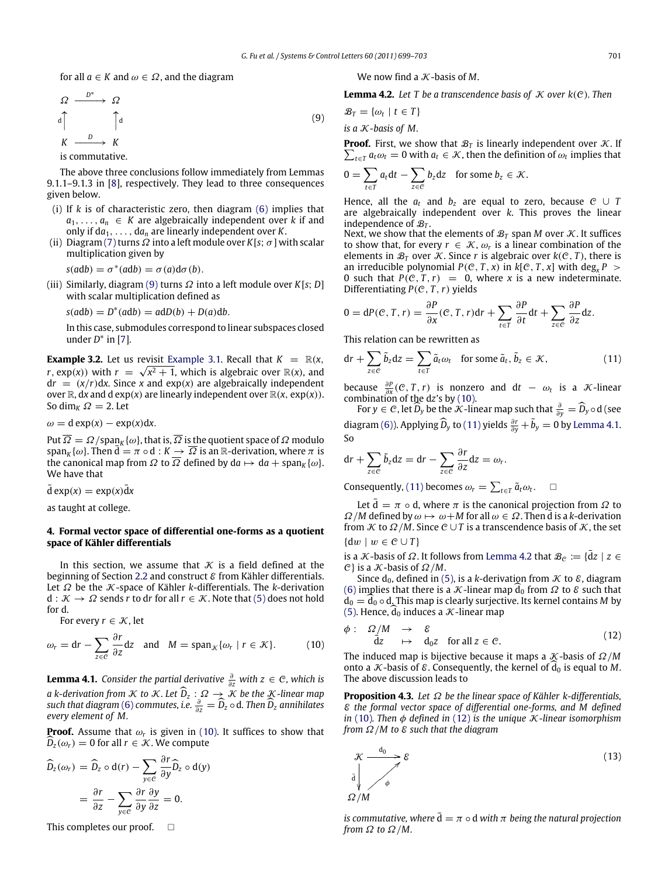for all $a \in K$ and $\omega \in \Omega$, and the diagram

$$\begin{array}{ccc} \Omega & \xrightarrow{D^*} & \Omega \\ \uparrow \mathrm{d} & & \uparrow \mathrm{d} \\ K & \xrightarrow{D} & K \end{array} \tag{9}$$

is commutative.

The above three conclusions follow immediately from Lemmas 9.1.1–9.1.3 in [8], respectively. They lead to three consequences given below.

(i) If $k$ is of characteristic zero, then diagram (6) implies that $a_1, \ldots, a_n \in K$ are algebraically independent over $k$ if and only if $\mathrm{d}a_1, \ldots, \mathrm{d}a_n$ are linearly independent over $K$.

(ii) Diagram (7) turns $\Omega$ into a left module over $K[s; \sigma]$ with scalar multiplication given by

$$s(a\mathrm{d}b) = \sigma^*(a\mathrm{d}b) = \sigma(a)\mathrm{d}\sigma(b).$$

(iii) Similarly, diagram (9) turns $\Omega$ into a left module over $K[s; D]$ with scalar multiplication defined as

$$s(a\mathrm{d}b) = D^*(a\mathrm{d}b) = a\mathrm{d}D(b) + D(a)\mathrm{d}b.$$

In this case, submodules correspond to linear subspaces closed under $D^*$ in [7].

**Example 3.2.** Let us revisit Example 3.1. Recall that $K = \mathbb{R}(x, r, \exp(x))$ with $r = \sqrt{x^2+1}$, which is algebraic over $\mathbb{R}(x)$, and $\mathrm{d}r = (x/r)\mathrm{d}x$. Since $x$ and $\exp(x)$ are algebraically independent over $\mathbb{R}$, $\mathrm{d}x$ and $\mathrm{d}\exp(x)$ are linearly independent over $\mathbb{R}(x, \exp(x))$. So $\dim_K \Omega = 2$. Let

$$\omega = \mathrm{d}\exp(x) - \exp(x)\mathrm{d}x.$$

Put $\overline{\Omega} = \Omega/\mathrm{span}_K\{\omega\}$, that is, $\overline{\Omega}$ is the quotient space of $\Omega$ modulo $\mathrm{span}_K\{\omega\}$. Then $\bar{\mathrm{d}} = \pi \circ \mathrm{d} : K \to \overline{\Omega}$ is an $\mathbb{R}$-derivation, where $\pi$ is the canonical map from $\Omega$ to $\overline{\Omega}$ defined by $\mathrm{d}a \mapsto \mathrm{d}a + \mathrm{span}_K\{\omega\}$. We have that

$$\bar{\mathrm{d}}\exp(x) = \exp(x)\bar{\mathrm{d}}x$$

as taught at college.

## 4. Formal vector space of differential one-forms as a quotient space of Kähler differentials

In this section, we assume that $\mathcal{K}$ is a field defined at the beginning of Section 2.2 and construct $\mathcal{E}$ from Kähler differentials. Let $\Omega$ be the $\mathcal{K}$-space of Kähler $k$-differentials. The $k$-derivation $\mathrm{d} : \mathcal{K} \to \Omega$ sends $r$ to $\mathrm{d}r$ for all $r \in \mathcal{K}$. Note that (5) does not hold for d.

For every $r \in \mathcal{K}$, let

$$\omega_r = \mathrm{d}r - \sum_{z\in\mathcal{C}} \frac{\partial r}{\partial z}\mathrm{d}z \quad \text{and} \quad M = \mathrm{span}_{\mathcal{K}}\{\omega_r \mid r \in \mathcal{K}\}. \tag{10}$$

**Lemma 4.1.** *Consider the partial derivative $\frac{\partial}{\partial z}$ with $z \in \mathcal{C}$, which is a $k$-derivation from $\mathcal{K}$ to $\mathcal{K}$. Let $\widehat{D}_z : \Omega \to \mathcal{K}$ be the $\mathcal{K}$-linear map such that diagram (6) commutes, i.e. $\frac{\partial}{\partial z} = \widehat{D}_z \circ \mathrm{d}$. Then $\widehat{D}_z$ annihilates every element of $M$.*

**Proof.** Assume that $\omega_r$ is given in (10). It suffices to show that $\widehat{D}_z(\omega_r) = 0$ for all $r \in \mathcal{K}$. We compute

$$\begin{aligned} \widehat{D}_z(\omega_r) &= \widehat{D}_z \circ \mathrm{d}(r) - \sum_{y\in\mathcal{C}} \frac{\partial r}{\partial y}\widehat{D}_z \circ \mathrm{d}(y) \\ &= \frac{\partial r}{\partial z} - \sum_{y\in\mathcal{C}} \frac{\partial r}{\partial y}\frac{\partial y}{\partial z} = 0. \end{aligned}$$

This completes our proof. □

We now find a $\mathcal{K}$-basis of $M$.

**Lemma 4.2.** *Let $T$ be a transcendence basis of $\mathcal{K}$ over $k(\mathcal{C})$. Then*

$$\mathcal{B}_T = \{\omega_t \mid t \in T\}$$

*is a $\mathcal{K}$-basis of $M$.*

**Proof.** First, we show that $\mathcal{B}_T$ is linearly independent over $\mathcal{K}$. If $\sum_{t\in T} a_t\omega_t = 0$ with $a_t \in \mathcal{K}$, then the definition of $\omega_t$ implies that

$$0 = \sum_{t\in T} a_t\mathrm{d}t - \sum_{z\in\mathcal{C}} b_z\mathrm{d}z \quad \text{for some } b_z \in \mathcal{K}.$$

Hence, all the $a_t$ and $b_z$ are equal to zero, because $\mathcal{C} \cup T$ are algebraically independent over $k$. This proves the linear independence of $\mathcal{B}_T$.

Next, we show that the elements of $\mathcal{B}_T$ span $M$ over $\mathcal{K}$. It suffices to show that, for every $r \in \mathcal{K}$, $\omega_r$ is a linear combination of the elements in $\mathcal{B}_T$ over $\mathcal{K}$. Since $r$ is algebraic over $k(\mathcal{C}, T)$, there is an irreducible polynomial $P(\mathcal{C}, T, x)$ in $k[\mathcal{C}, T, x]$ with $\deg_x P > 0$ such that $P(\mathcal{C}, T, r) = 0$, where $x$ is a new indeterminate. Differentiating $P(\mathcal{C}, T, r)$ yields

$$0 = \mathrm{d}P(\mathcal{C}, T, r) = \frac{\partial P}{\partial x}(\mathcal{C}, T, r)\mathrm{d}r + \sum_{t\in T} \frac{\partial P}{\partial t}\mathrm{d}t + \sum_{z\in\mathcal{C}} \frac{\partial P}{\partial z}\mathrm{d}z.$$

This relation can be rewritten as

$$\mathrm{d}r + \sum_{z\in\mathcal{C}} \tilde{b}_z\mathrm{d}z = \sum_{t\in T} \tilde{a}_t\omega_t \quad \text{for some } \tilde{a}_t, \tilde{b}_z \in \mathcal{K}, \tag{11}$$

because $\frac{\partial P}{\partial x}(\mathcal{C}, T, r)$ is nonzero and $\mathrm{d}t - \omega_t$ is a $\mathcal{K}$-linear combination of the dz's by (10).

For $y \in \mathcal{C}$, let $\widehat{D}_y$ be the $\mathcal{K}$-linear map such that $\frac{\partial}{\partial y} = \widehat{D}_y \circ \mathrm{d}$ (see diagram (6)). Applying $\widehat{D}_y$ to (11) yields $\frac{\partial r}{\partial y} + \tilde{b}_y = 0$ by Lemma 4.1. So

$$\mathrm{d}r + \sum_{z\in\mathcal{C}} \tilde{b}_z\mathrm{d}z = \mathrm{d}r - \sum_{z\in\mathcal{C}} \frac{\partial r}{\partial z}\mathrm{d}z = \omega_r.$$

Consequently, (11) becomes $\omega_r = \sum_{t\in T} \tilde{a}_t\omega_t$. □

Let $\bar{\mathrm{d}} = \pi \circ \mathrm{d}$, where $\pi$ is the canonical projection from $\Omega$ to $\Omega/M$ defined by $\omega \mapsto \omega + M$ for all $\omega \in \Omega$. Then $\bar{\mathrm{d}}$ is a $k$-derivation from $\mathcal{K}$ to $\Omega/M$. Since $\mathcal{C} \cup T$ is a transcendence basis of $\mathcal{K}$, the set

$$\{\mathrm{d}w \mid w \in \mathcal{C} \cup T\}$$

is a $\mathcal{K}$-basis of $\Omega$. It follows from Lemma 4.2 that $\mathcal{B}_{\mathcal{C}} := \{\bar{\mathrm{d}}z \mid z \in \mathcal{C}\}$ is a $\mathcal{K}$-basis of $\Omega/M$.

Since $\mathrm{d}_0$, defined in (5), is a $k$-derivation from $\mathcal{K}$ to $\mathcal{E}$, diagram (6) implies that there is a $\mathcal{K}$-linear map $\widehat{\mathrm{d}}_0$ from $\Omega$ to $\mathcal{E}$ such that $\mathrm{d}_0 = \widehat{\mathrm{d}}_0 \circ \mathrm{d}$. This map is clearly surjective. Its kernel contains $M$ by (5). Hence, $\widehat{\mathrm{d}}_0$ induces a $\mathcal{K}$-linear map

$$\begin{array}{rccc} \phi : & \Omega/M & \to & \mathcal{E} \\ & \bar{\mathrm{d}}z & \mapsto & \mathrm{d}_0 z \quad \text{for all } z \in \mathcal{C}. \end{array} \tag{12}$$

The induced map is bijective because it maps a $\mathcal{K}$-basis of $\Omega/M$ onto a $\mathcal{K}$-basis of $\mathcal{E}$. Consequently, the kernel of $\widehat{\mathrm{d}}_0$ is equal to $M$. The above discussion leads to

**Proposition 4.3.** *Let $\Omega$ be the linear space of Kähler $k$-differentials, $\mathcal{E}$ the formal vector space of differential one-forms, and $M$ defined in (10). Then $\phi$ defined in (12) is the unique $\mathcal{K}$-linear isomorphism from $\Omega/M$ to $\mathcal{E}$ such that the diagram*

$$\begin{array}{ccc} \mathcal{K} & \xrightarrow{\mathrm{d}_0} & \mathcal{E} \\ \bar{\mathrm{d}} \downarrow & \nearrow \phi & \\ \Omega/M & & \end{array} \tag{13}$$

*is commutative, where $\bar{\mathrm{d}} = \pi \circ \mathrm{d}$ with $\pi$ being the natural projection from $\Omega$ to $\Omega/M$.*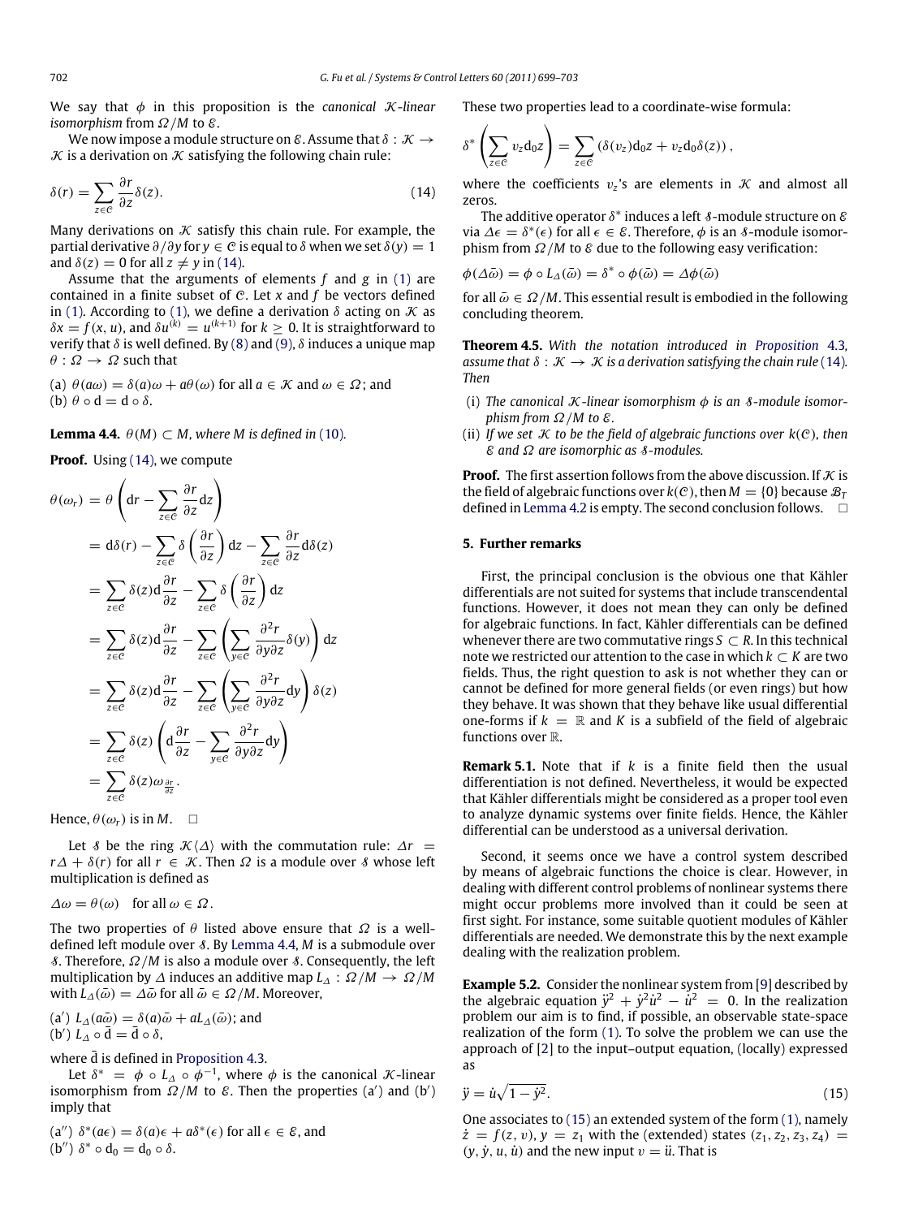We say that $\phi$ in this proposition is the *canonical $\mathcal{K}$-linear isomorphism* from $\Omega/M$ to $\mathcal{E}$.

We now impose a module structure on $\mathcal{E}$. Assume that $\delta : \mathcal{K} \to \mathcal{K}$ is a derivation on $\mathcal{K}$ satisfying the following chain rule:

$$\delta(r) = \sum_{z \in \mathcal{C}} \frac{\partial r}{\partial z} \delta(z). \tag{14}$$

Many derivations on $\mathcal{K}$ satisfy this chain rule. For example, the partial derivative $\partial/\partial y$ for $y \in \mathcal{C}$ is equal to $\delta$ when we set $\delta(y) = 1$ and $\delta(z) = 0$ for all $z \neq y$ in (14).

Assume that the arguments of elements $f$ and $g$ in (1) are contained in a finite subset of $\mathcal{C}$. Let $x$ and $f$ be vectors defined in (1). According to (1), we define a derivation $\delta$ acting on $\mathcal{K}$ as $\delta x = f(x, u)$, and $\delta u^{(k)} = u^{(k+1)}$ for $k \geq 0$. It is straightforward to verify that $\delta$ is well defined. By (8) and (9), $\delta$ induces a unique map $\theta : \Omega \to \Omega$ such that

(a) $\theta(a\omega) = \delta(a)\omega + a\theta(\omega)$ for all $a \in \mathcal{K}$ and $\omega \in \Omega$; and
(b) $\theta \circ \mathrm{d} = \mathrm{d} \circ \delta$.

**Lemma 4.4.** *$\theta(M) \subset M$, where $M$ is defined in (10).*

**Proof.** Using (14), we compute

$$\begin{aligned}
\theta(\omega_r) &= \theta\left(\mathrm{d}r - \sum_{z \in \mathcal{C}} \frac{\partial r}{\partial z}\mathrm{d}z\right) \\
&= \mathrm{d}\delta(r) - \sum_{z \in \mathcal{C}} \delta\left(\frac{\partial r}{\partial z}\right)\mathrm{d}z - \sum_{z \in \mathcal{C}} \frac{\partial r}{\partial z}\mathrm{d}\delta(z) \\
&= \sum_{z \in \mathcal{C}} \delta(z)\mathrm{d}\frac{\partial r}{\partial z} - \sum_{z \in \mathcal{C}} \delta\left(\frac{\partial r}{\partial z}\right)\mathrm{d}z \\
&= \sum_{z \in \mathcal{C}} \delta(z)\mathrm{d}\frac{\partial r}{\partial z} - \sum_{z \in \mathcal{C}} \left(\sum_{y \in \mathcal{C}} \frac{\partial^2 r}{\partial y \partial z}\delta(y)\right)\mathrm{d}z \\
&= \sum_{z \in \mathcal{C}} \delta(z)\mathrm{d}\frac{\partial r}{\partial z} - \sum_{z \in \mathcal{C}} \left(\sum_{y \in \mathcal{C}} \frac{\partial^2 r}{\partial y \partial z}\mathrm{d}y\right)\delta(z) \\
&= \sum_{z \in \mathcal{C}} \delta(z)\left(\mathrm{d}\frac{\partial r}{\partial z} - \sum_{y \in \mathcal{C}} \frac{\partial^2 r}{\partial y \partial z}\mathrm{d}y\right) \\
&= \sum_{z \in \mathcal{C}} \delta(z)\omega_{\frac{\partial r}{\partial z}}.
\end{aligned}$$

Hence, $\theta(\omega_r)$ is in $M$. $\square$

Let $\mathcal{S}$ be the ring $\mathcal{K}\langle\Delta\rangle$ with the commutation rule: $\Delta r = r\Delta + \delta(r)$ for all $r \in \mathcal{K}$. Then $\Omega$ is a module over $\mathcal{S}$ whose left multiplication is defined as

$\Delta\omega = \theta(\omega)$ for all $\omega \in \Omega$.

The two properties of $\theta$ listed above ensure that $\Omega$ is a well-defined left module over $\mathcal{S}$. By Lemma 4.4, $M$ is a submodule over $\mathcal{S}$. Therefore, $\Omega/M$ is also a module over $\mathcal{S}$. Consequently, the left multiplication by $\Delta$ induces an additive map $L_\Delta : \Omega/M \to \Omega/M$ with $L_\Delta(\bar{\omega}) = \Delta\bar{\omega}$ for all $\bar{\omega} \in \Omega/M$. Moreover,

(a′) $L_\Delta(a\bar{\omega}) = \delta(a)\bar{\omega} + aL_\Delta(\bar{\omega})$; and
(b′) $L_\Delta \circ \bar{\mathrm{d}} = \bar{\mathrm{d}} \circ \delta$,

where $\bar{\mathrm{d}}$ is defined in Proposition 4.3.

Let $\delta^* = \phi \circ L_\Delta \circ \phi^{-1}$, where $\phi$ is the canonical $\mathcal{K}$-linear isomorphism from $\Omega/M$ to $\mathcal{E}$. Then the properties (a′) and (b′) imply that

(a″) $\delta^*(a\epsilon) = \delta(a)\epsilon + a\delta^*(\epsilon)$ for all $\epsilon \in \mathcal{E}$, and
(b″) $\delta^* \circ \mathrm{d}_0 = \mathrm{d}_0 \circ \delta$.

These two properties lead to a coordinate-wise formula:

$$\delta^*\left(\sum_{z \in \mathcal{C}} v_z \mathrm{d}_0 z\right) = \sum_{z \in \mathcal{C}} \left(\delta(v_z)\mathrm{d}_0 z + v_z \mathrm{d}_0 \delta(z)\right),$$

where the coefficients $v_z$'s are elements in $\mathcal{K}$ and almost all zeros.

The additive operator $\delta^*$ induces a left $\mathcal{S}$-module structure on $\mathcal{E}$ via $\Delta\epsilon = \delta^*(\epsilon)$ for all $\epsilon \in \mathcal{E}$. Therefore, $\phi$ is an $\mathcal{S}$-module isomorphism from $\Omega/M$ to $\mathcal{E}$ due to the following easy verification:

$$\phi(\Delta\bar{\omega}) = \phi \circ L_\Delta(\bar{\omega}) = \delta^* \circ \phi(\bar{\omega}) = \Delta\phi(\bar{\omega})$$

for all $\bar{\omega} \in \Omega/M$. This essential result is embodied in the following concluding theorem.

**Theorem 4.5.** *With the notation introduced in Proposition 4.3, assume that $\delta : \mathcal{K} \to \mathcal{K}$ is a derivation satisfying the chain rule (14). Then*

(i) *The canonical $\mathcal{K}$-linear isomorphism $\phi$ is an $\mathcal{S}$-module isomorphism from $\Omega/M$ to $\mathcal{E}$.*
(ii) *If we set $\mathcal{K}$ to be the field of algebraic functions over $k(\mathcal{C})$, then $\mathcal{E}$ and $\Omega$ are isomorphic as $\mathcal{S}$-modules.*

**Proof.** The first assertion follows from the above discussion. If $\mathcal{K}$ is the field of algebraic functions over $k(\mathcal{C})$, then $M = \{0\}$ because $\mathcal{B}_T$ defined in Lemma 4.2 is empty. The second conclusion follows. $\square$

## 5. Further remarks

First, the principal conclusion is the obvious one that Kähler differentials are not suited for systems that include transcendental functions. However, it does not mean they can only be defined for algebraic functions. In fact, Kähler differentials can be defined whenever there are two commutative rings $S \subset R$. In this technical note we restricted our attention to the case in which $k \subset K$ are two fields. Thus, the right question to ask is not whether they can or cannot be defined for more general fields (or even rings) but how they behave. It was shown that they behave like usual differential one-forms if $k = \mathbb{R}$ and $K$ is a subfield of the field of algebraic functions over $\mathbb{R}$.

**Remark 5.1.** Note that if $k$ is a finite field then the usual differentiation is not defined. Nevertheless, it would be expected that Kähler differentials might be considered as a proper tool even to analyze dynamic systems over finite fields. Hence, the Kähler differential can be understood as a universal derivation.

Second, it seems once we have a control system described by means of algebraic functions the choice is clear. However, in dealing with different control problems of nonlinear systems there might occur problems more involved than it could be seen at first sight. For instance, some suitable quotient modules of Kähler differentials are needed. We demonstrate this by the next example dealing with the realization problem.

**Example 5.2.** Consider the nonlinear system from [9] described by the algebraic equation $\ddot{y}^2 + \dot{y}^2\dot{u}^2 - \dot{u}^2 = 0$. In the realization problem our aim is to find, if possible, an observable state-space realization of the form (1). To solve the problem we can use the approach of [2] to the input–output equation, (locally) expressed as

$$\ddot{y} = \dot{u}\sqrt{1 - \dot{y}^2}. \tag{15}$$

One associates to (15) an extended system of the form (1), namely $\dot{z} = f(z, v)$, $y = z_1$ with the (extended) states $(z_1, z_2, z_3, z_4) = (y, \dot{y}, u, \dot{u})$ and the new input $v = \ddot{u}$. That is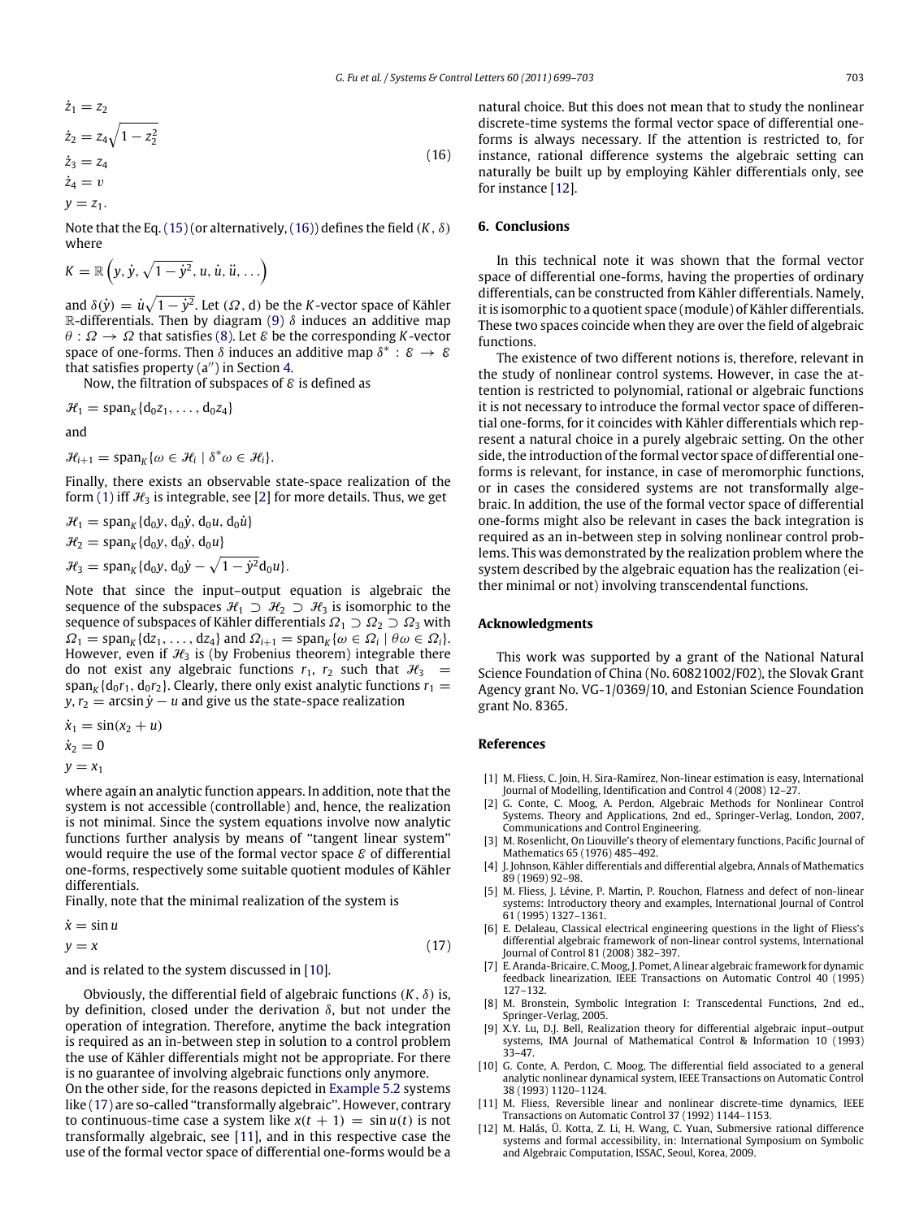$$
\begin{aligned}
\dot{z}_1 &= z_2 \\
\dot{z}_2 &= z_4\sqrt{1 - z_2^2} \\
\dot{z}_3 &= z_4 \\
\dot{z}_4 &= v \\
y &= z_1.
\end{aligned}
\tag{16}
$$

Note that the Eq. (15) (or alternatively, (16)) defines the field $(K, \delta)$ where

$$
K = \mathbb{R}\left(y, \dot{y}, \sqrt{1 - \dot{y}^2}, u, \dot{u}, \ddot{u}, \ldots\right)
$$

and $\delta(\dot{y}) = \dot{u}\sqrt{1 - \dot{y}^2}$. Let $(\Omega, \mathrm{d})$ be the $K$-vector space of Kähler $\mathbb{R}$-differentials. Then by diagram (9) $\delta$ induces an additive map $\theta : \Omega \to \Omega$ that satisfies (8). Let $\mathcal{E}$ be the corresponding $K$-vector space of one-forms. Then $\delta$ induces an additive map $\delta^* : \mathcal{E} \to \mathcal{E}$ that satisfies property (a$''$) in Section 4.

Now, the filtration of subspaces of $\mathcal{E}$ is defined as

$$
\mathcal{H}_1 = \operatorname{span}_K\{\mathrm{d}_0 z_1, \ldots, \mathrm{d}_0 z_4\}
$$

and

$$
\mathcal{H}_{i+1} = \operatorname{span}_K\{\omega \in \mathcal{H}_i \mid \delta^*\omega \in \mathcal{H}_i\}.
$$

Finally, there exists an observable state-space realization of the form (1) iff $\mathcal{H}_3$ is integrable, see [2] for more details. Thus, we get

$$
\begin{aligned}
\mathcal{H}_1 &= \operatorname{span}_K\{\mathrm{d}_0 y, \mathrm{d}_0 \dot{y}, \mathrm{d}_0 u, \mathrm{d}_0 \dot{u}\} \\
\mathcal{H}_2 &= \operatorname{span}_K\{\mathrm{d}_0 y, \mathrm{d}_0 \dot{y}, \mathrm{d}_0 u\} \\
\mathcal{H}_3 &= \operatorname{span}_K\{\mathrm{d}_0 y, \mathrm{d}_0 \dot{y} - \sqrt{1 - \dot{y}^2}\mathrm{d}_0 u\}.
\end{aligned}
$$

Note that since the input–output equation is algebraic the sequence of the subspaces $\mathcal{H}_1 \supset \mathcal{H}_2 \supset \mathcal{H}_3$ is isomorphic to the sequence of subspaces of Kähler differentials $\Omega_1 \supset \Omega_2 \supset \Omega_3$ with $\Omega_1 = \operatorname{span}_K\{\mathrm{d}z_1, \ldots, \mathrm{d}z_4\}$ and $\Omega_{i+1} = \operatorname{span}_K\{\omega \in \Omega_i \mid \theta\omega \in \Omega_i\}$. However, even if $\mathcal{H}_3$ is (by Frobenius theorem) integrable there do not exist any algebraic functions $r_1$, $r_2$ such that $\mathcal{H}_3 = \operatorname{span}_K\{\mathrm{d}_0 r_1, \mathrm{d}_0 r_2\}$. Clearly, there only exist analytic functions $r_1 = y$, $r_2 = \arcsin \dot{y} - u$ and give us the state-space realization

$$
\begin{aligned}
\dot{x}_1 &= \sin(x_2 + u) \\
\dot{x}_2 &= 0 \\
y &= x_1
\end{aligned}
$$

where again an analytic function appears. In addition, note that the system is not accessible (controllable) and, hence, the realization is not minimal. Since the system equations involve now analytic functions further analysis by means of "tangent linear system" would require the use of the formal vector space $\mathcal{E}$ of differential one-forms, respectively some suitable quotient modules of Kähler differentials.

Finally, note that the minimal realization of the system is

$$
\begin{aligned}
\dot{x} &= \sin u \\
y &= x
\end{aligned}
\tag{17}
$$

and is related to the system discussed in [10].

Obviously, the differential field of algebraic functions $(K, \delta)$ is, by definition, closed under the derivation $\delta$, but not under the operation of integration. Therefore, anytime the back integration is required as an in-between step in solution to a control problem the use of Kähler differentials might not be appropriate. For there is no guarantee of involving algebraic functions only anymore.

On the other side, for the reasons depicted in Example 5.2 systems like (17) are so-called "transformally algebraic". However, contrary to continuous-time case a system like $x(t + 1) = \sin u(t)$ is not transformally algebraic, see [11], and in this respective case the use of the formal vector space of differential one-forms would be a natural choice. But this does not mean that to study the nonlinear discrete-time systems the formal vector space of differential one-forms is always necessary. If the attention is restricted to, for instance, rational difference systems the algebraic setting can naturally be built up by employing Kähler differentials only, see for instance [12].

## 6. Conclusions

In this technical note it was shown that the formal vector space of differential one-forms, having the properties of ordinary differentials, can be constructed from Kähler differentials. Namely, it is isomorphic to a quotient space (module) of Kähler differentials. These two spaces coincide when they are over the field of algebraic functions.

The existence of two different notions is, therefore, relevant in the study of nonlinear control systems. However, in case the attention is restricted to polynomial, rational or algebraic functions it is not necessary to introduce the formal vector space of differential one-forms, for it coincides with Kähler differentials which represent a natural choice in a purely algebraic setting. On the other side, the introduction of the formal vector space of differential one-forms is relevant, for instance, in case of meromorphic functions, or in cases the considered systems are not transformally algebraic. In addition, the use of the formal vector space of differential one-forms might also be relevant in cases the back integration is required as an in-between step in solving nonlinear control problems. This was demonstrated by the realization problem where the system described by the algebraic equation has the realization (either minimal or not) involving transcendental functions.

## Acknowledgments

This work was supported by a grant of the National Natural Science Foundation of China (No. 60821002/F02), the Slovak Grant Agency grant No. VG-1/0369/10, and Estonian Science Foundation grant No. 8365.

## References

[1] M. Fliess, C. Join, H. Sira-Ramírez, Non-linear estimation is easy, International Journal of Modelling, Identification and Control 4 (2008) 12–27.

[2] G. Conte, C. Moog, A. Perdon, Algebraic Methods for Nonlinear Control Systems. Theory and Applications, 2nd ed., Springer-Verlag, London, 2007, Communications and Control Engineering.

[3] M. Rosenlicht, On Liouville's theory of elementary functions, Pacific Journal of Mathematics 65 (1976) 485–492.

[4] J. Johnson, Kähler differentials and differential algebra, Annals of Mathematics 89 (1969) 92–98.

[5] M. Fliess, J. Lévine, P. Martin, P. Rouchon, Flatness and defect of non-linear systems: Introductory theory and examples, International Journal of Control 61 (1995) 1327–1361.

[6] E. Delaleau, Classical electrical engineering questions in the light of Fliess's differential algebraic framework of non-linear control systems, International Journal of Control 81 (2008) 382–397.

[7] E. Aranda-Bricaire, C. Moog, J. Pomet, A linear algebraic framework for dynamic feedback linearization, IEEE Transactions on Automatic Control 40 (1995) 127–132.

[8] M. Bronstein, Symbolic Integration I: Transcedental Functions, 2nd ed., Springer-Verlag, 2005.

[9] X.Y. Lu, D.J. Bell, Realization theory for differential algebraic input–output systems, IMA Journal of Mathematical Control & Information 10 (1993) 33–47.

[10] G. Conte, A. Perdon, C. Moog, The differential field associated to a general analytic nonlinear dynamical system, IEEE Transactions on Automatic Control 38 (1993) 1120–1124.

[11] M. Fliess, Reversible linear and nonlinear discrete-time dynamics, IEEE Transactions on Automatic Control 37 (1992) 1144–1153.

[12] M. Halás, Ü. Kotta, Z. Li, H. Wang, C. Yuan, Submersive rational difference systems and formal accessibility, in: International Symposium on Symbolic and Algebraic Computation, ISSAC, Seoul, Korea, 2009.